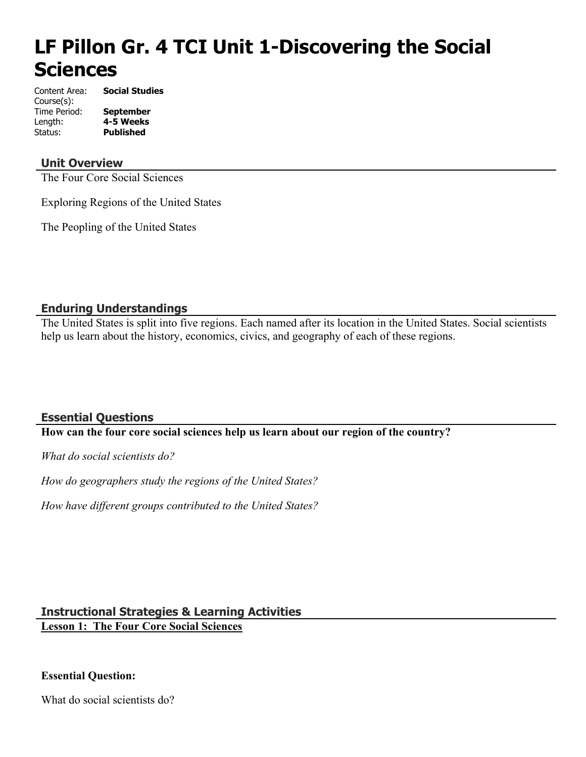# LF Pillon Gr. 4 TCI Unit 1-Discovering the Social Sciences

Content Area: **Social Studies**
Course(s):
Time Period: **September**
Length: **4-5 Weeks**
Status: **Published**

## Unit Overview

The Four Core Social Sciences

Exploring Regions of the United States

The Peopling of the United States

## Enduring Understandings

The United States is split into five regions. Each named after its location in the United States. Social scientists help us learn about the history, economics, civics, and geography of each of these regions.

## Essential Questions

**How can the four core social sciences help us learn about our region of the country?**

*What do social scientists do?*

*How do geographers study the regions of the United States?*

*How have different groups contributed to the United States?*

## Instructional Strategies & Learning Activities

**Lesson 1: The Four Core Social Sciences**

**Essential Question:**

What do social scientists do?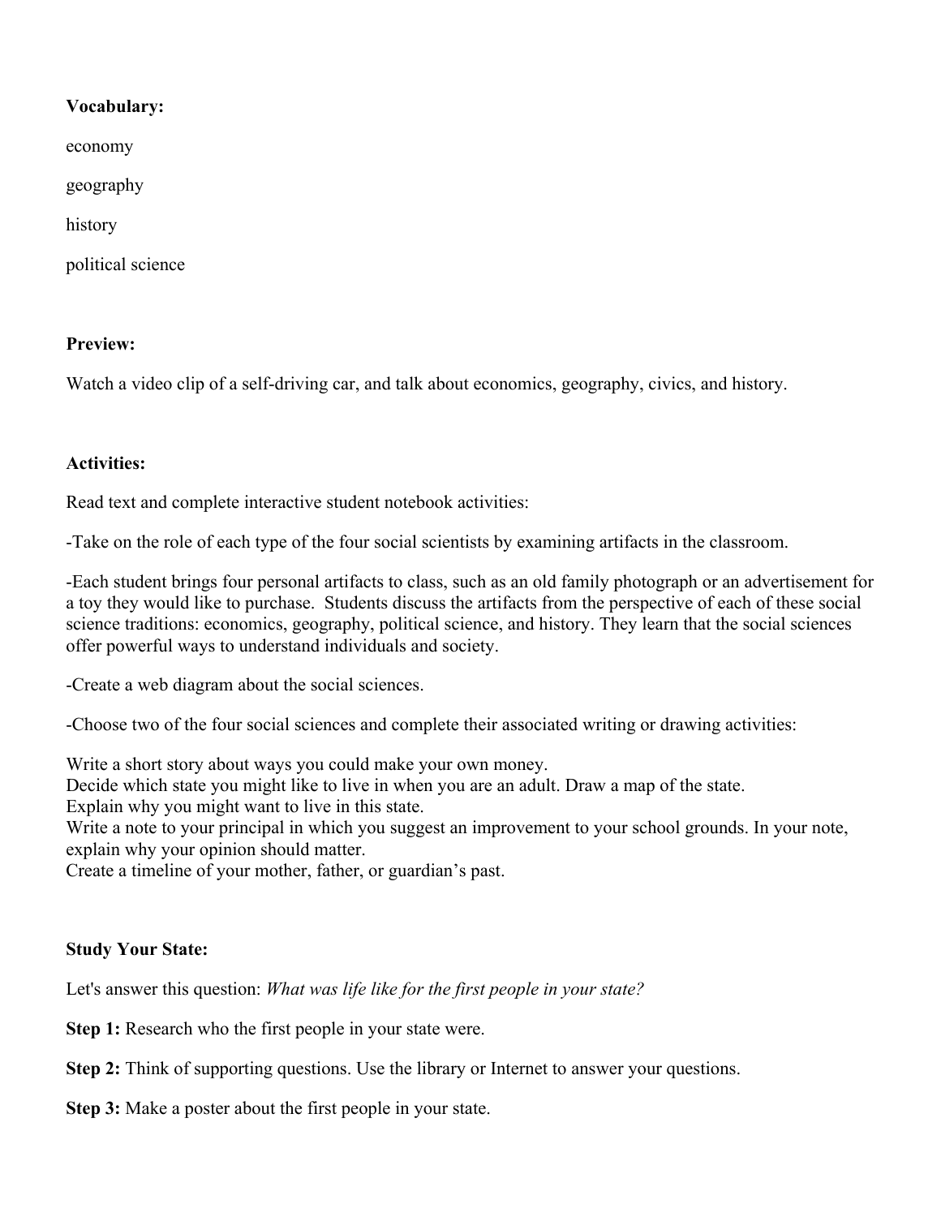**Vocabulary:**

economy

geography

history

political science

**Preview:**

Watch a video clip of a self-driving car, and talk about economics, geography, civics, and history.

**Activities:**

Read text and complete interactive student notebook activities:

-Take on the role of each type of the four social scientists by examining artifacts in the classroom.

-Each student brings four personal artifacts to class, such as an old family photograph or an advertisement for a toy they would like to purchase. Students discuss the artifacts from the perspective of each of these social science traditions: economics, geography, political science, and history. They learn that the social sciences offer powerful ways to understand individuals and society.

-Create a web diagram about the social sciences.

-Choose two of the four social sciences and complete their associated writing or drawing activities:

Write a short story about ways you could make your own money.
Decide which state you might like to live in when you are an adult. Draw a map of the state.
Explain why you might want to live in this state.
Write a note to your principal in which you suggest an improvement to your school grounds. In your note, explain why your opinion should matter.
Create a timeline of your mother, father, or guardian's past.

**Study Your State:**

Let's answer this question: *What was life like for the first people in your state?*

**Step 1:** Research who the first people in your state were.

**Step 2:** Think of supporting questions. Use the library or Internet to answer your questions.

**Step 3:** Make a poster about the first people in your state.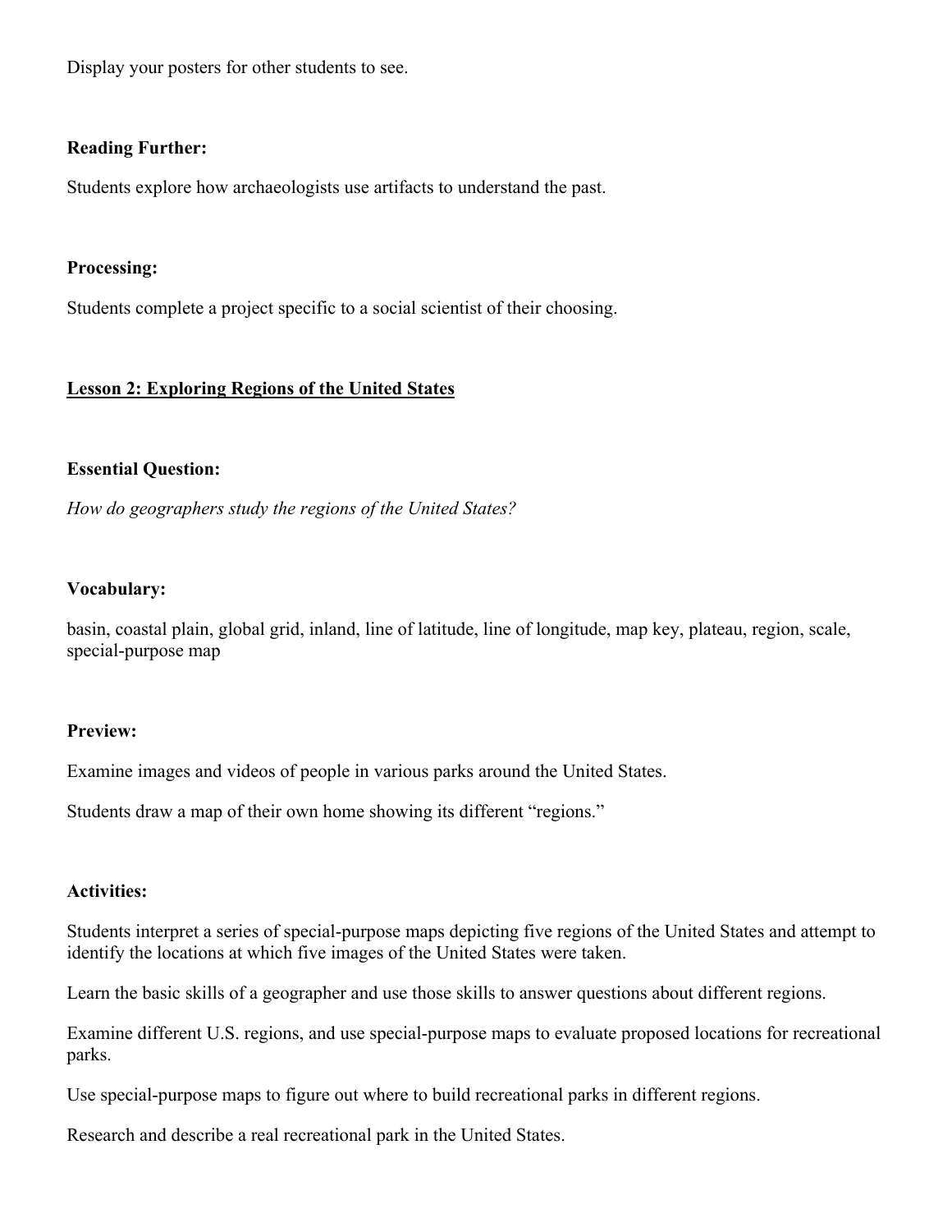Display your posters for other students to see.

**Reading Further:**

Students explore how archaeologists use artifacts to understand the past.

**Processing:**

Students complete a project specific to a social scientist of their choosing.

## Lesson 2: Exploring Regions of the United States

**Essential Question:**

*How do geographers study the regions of the United States?*

**Vocabulary:**

basin, coastal plain, global grid, inland, line of latitude, line of longitude, map key, plateau, region, scale, special-purpose map

**Preview:**

Examine images and videos of people in various parks around the United States.

Students draw a map of their own home showing its different "regions."

**Activities:**

Students interpret a series of special-purpose maps depicting five regions of the United States and attempt to identify the locations at which five images of the United States were taken.

Learn the basic skills of a geographer and use those skills to answer questions about different regions.

Examine different U.S. regions, and use special-purpose maps to evaluate proposed locations for recreational parks.

Use special-purpose maps to figure out where to build recreational parks in different regions.

Research and describe a real recreational park in the United States.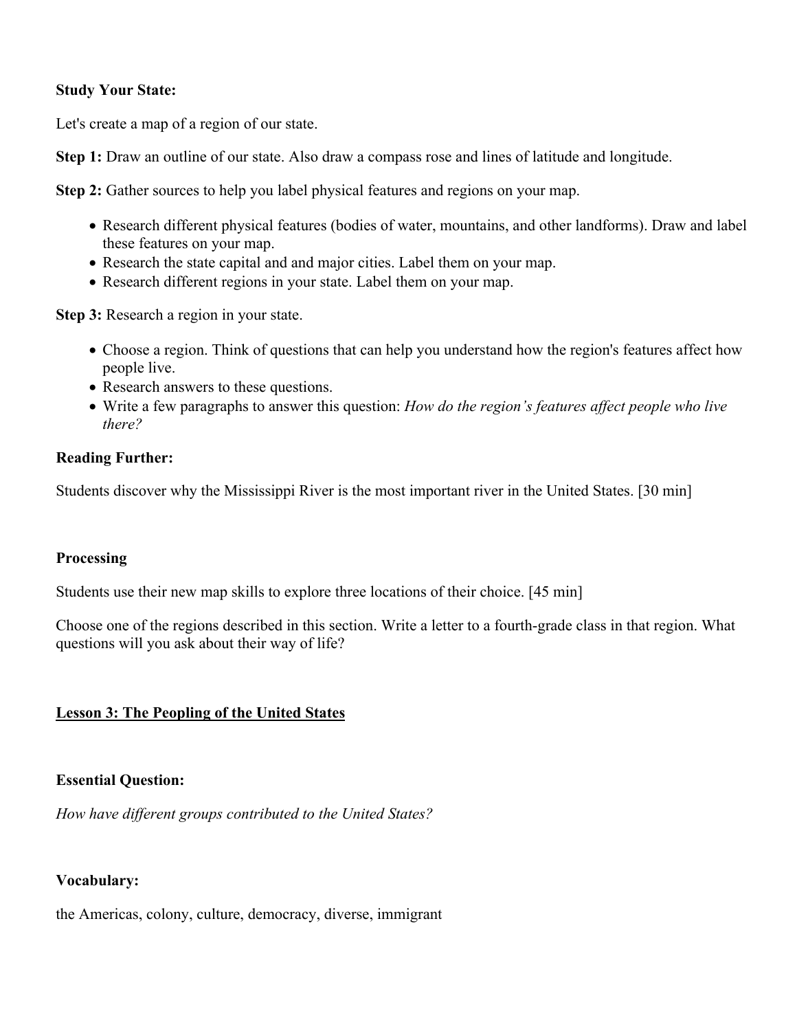**Study Your State:**

Let's create a map of a region of our state.

**Step 1:** Draw an outline of our state. Also draw a compass rose and lines of latitude and longitude.

**Step 2:** Gather sources to help you label physical features and regions on your map.

- Research different physical features (bodies of water, mountains, and other landforms). Draw and label these features on your map.
- Research the state capital and and major cities. Label them on your map.
- Research different regions in your state. Label them on your map.

**Step 3:** Research a region in your state.

- Choose a region. Think of questions that can help you understand how the region's features affect how people live.
- Research answers to these questions.
- Write a few paragraphs to answer this question: *How do the region's features affect people who live there?*

**Reading Further:**

Students discover why the Mississippi River is the most important river in the United States. [30 min]

**Processing**

Students use their new map skills to explore three locations of their choice. [45 min]

Choose one of the regions described in this section. Write a letter to a fourth-grade class in that region. What questions will you ask about their way of life?

## Lesson 3: The Peopling of the United States

**Essential Question:**

*How have different groups contributed to the United States?*

**Vocabulary:**

the Americas, colony, culture, democracy, diverse, immigrant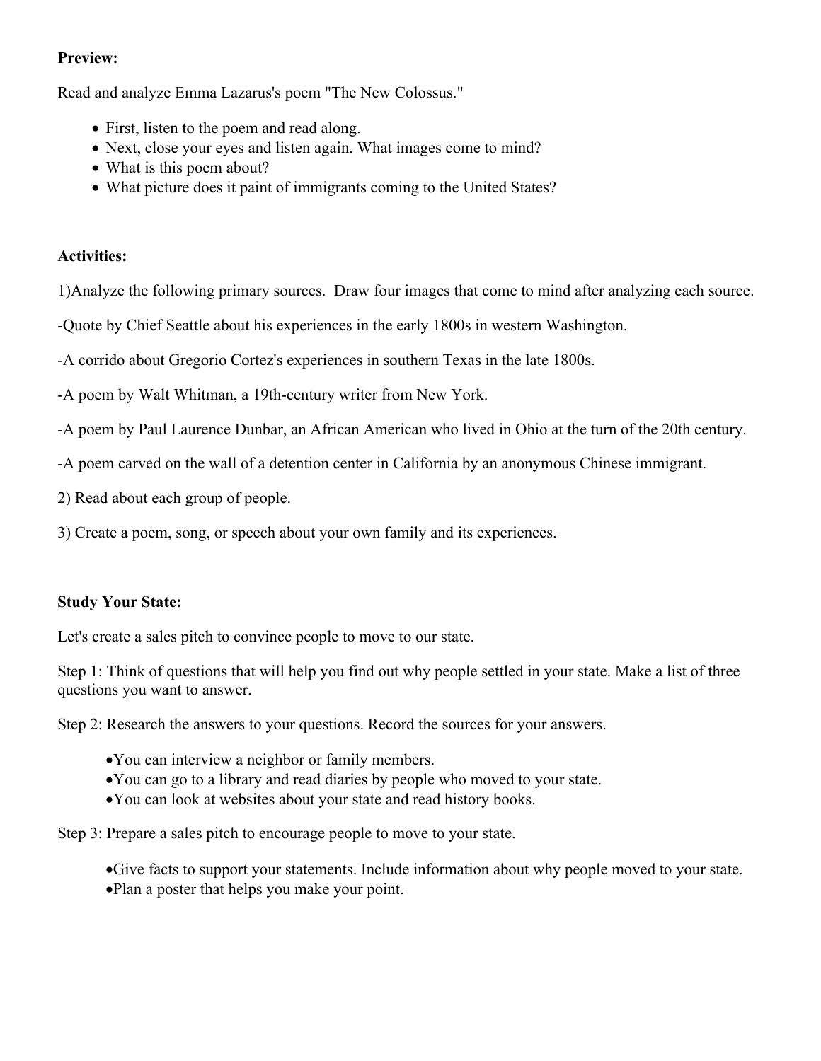**Preview:**

Read and analyze Emma Lazarus's poem "The New Colossus."

- First, listen to the poem and read along.
- Next, close your eyes and listen again. What images come to mind?
- What is this poem about?
- What picture does it paint of immigrants coming to the United States?

**Activities:**

1)Analyze the following primary sources.  Draw four images that come to mind after analyzing each source.

-Quote by Chief Seattle about his experiences in the early 1800s in western Washington.

-A corrido about Gregorio Cortez's experiences in southern Texas in the late 1800s.

-A poem by Walt Whitman, a 19th-century writer from New York.

-A poem by Paul Laurence Dunbar, an African American who lived in Ohio at the turn of the 20th century.

-A poem carved on the wall of a detention center in California by an anonymous Chinese immigrant.

2) Read about each group of people.

3) Create a poem, song, or speech about your own family and its experiences.

**Study Your State:**

Let's create a sales pitch to convince people to move to our state.

Step 1: Think of questions that will help you find out why people settled in your state. Make a list of three questions you want to answer.

Step 2: Research the answers to your questions. Record the sources for your answers.

- You can interview a neighbor or family members.
- You can go to a library and read diaries by people who moved to your state.
- You can look at websites about your state and read history books.

Step 3: Prepare a sales pitch to encourage people to move to your state.

- Give facts to support your statements. Include information about why people moved to your state.
- Plan a poster that helps you make your point.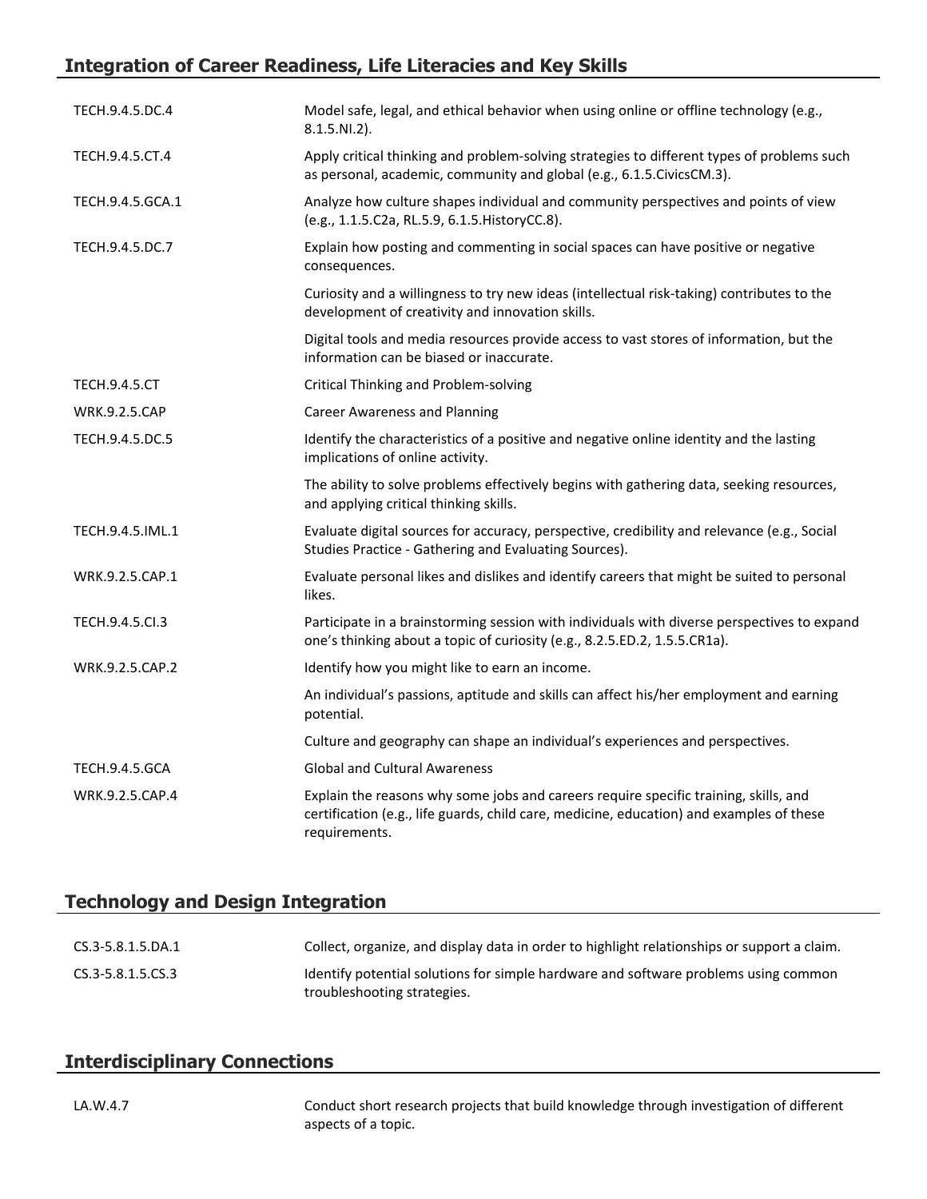## Integration of Career Readiness, Life Literacies and Key Skills

| | |
|---|---|
| TECH.9.4.5.DC.4 | Model safe, legal, and ethical behavior when using online or offline technology (e.g., 8.1.5.NI.2). |
| TECH.9.4.5.CT.4 | Apply critical thinking and problem-solving strategies to different types of problems such as personal, academic, community and global (e.g., 6.1.5.CivicsCM.3). |
| TECH.9.4.5.GCA.1 | Analyze how culture shapes individual and community perspectives and points of view (e.g., 1.1.5.C2a, RL.5.9, 6.1.5.HistoryCC.8). |
| TECH.9.4.5.DC.7 | Explain how posting and commenting in social spaces can have positive or negative consequences. |
| | Curiosity and a willingness to try new ideas (intellectual risk-taking) contributes to the development of creativity and innovation skills. |
| | Digital tools and media resources provide access to vast stores of information, but the information can be biased or inaccurate. |
| TECH.9.4.5.CT | Critical Thinking and Problem-solving |
| WRK.9.2.5.CAP | Career Awareness and Planning |
| TECH.9.4.5.DC.5 | Identify the characteristics of a positive and negative online identity and the lasting implications of online activity. |
| | The ability to solve problems effectively begins with gathering data, seeking resources, and applying critical thinking skills. |
| TECH.9.4.5.IML.1 | Evaluate digital sources for accuracy, perspective, credibility and relevance (e.g., Social Studies Practice - Gathering and Evaluating Sources). |
| WRK.9.2.5.CAP.1 | Evaluate personal likes and dislikes and identify careers that might be suited to personal likes. |
| TECH.9.4.5.CI.3 | Participate in a brainstorming session with individuals with diverse perspectives to expand one's thinking about a topic of curiosity (e.g., 8.2.5.ED.2, 1.5.5.CR1a). |
| WRK.9.2.5.CAP.2 | Identify how you might like to earn an income. |
| | An individual's passions, aptitude and skills can affect his/her employment and earning potential. |
| | Culture and geography can shape an individual's experiences and perspectives. |
| TECH.9.4.5.GCA | Global and Cultural Awareness |
| WRK.9.2.5.CAP.4 | Explain the reasons why some jobs and careers require specific training, skills, and certification (e.g., life guards, child care, medicine, education) and examples of these requirements. |

## Technology and Design Integration

| | |
|---|---|
| CS.3-5.8.1.5.DA.1 | Collect, organize, and display data in order to highlight relationships or support a claim. |
| CS.3-5.8.1.5.CS.3 | Identify potential solutions for simple hardware and software problems using common troubleshooting strategies. |

## Interdisciplinary Connections

| | |
|---|---|
| LA.W.4.7 | Conduct short research projects that build knowledge through investigation of different aspects of a topic. |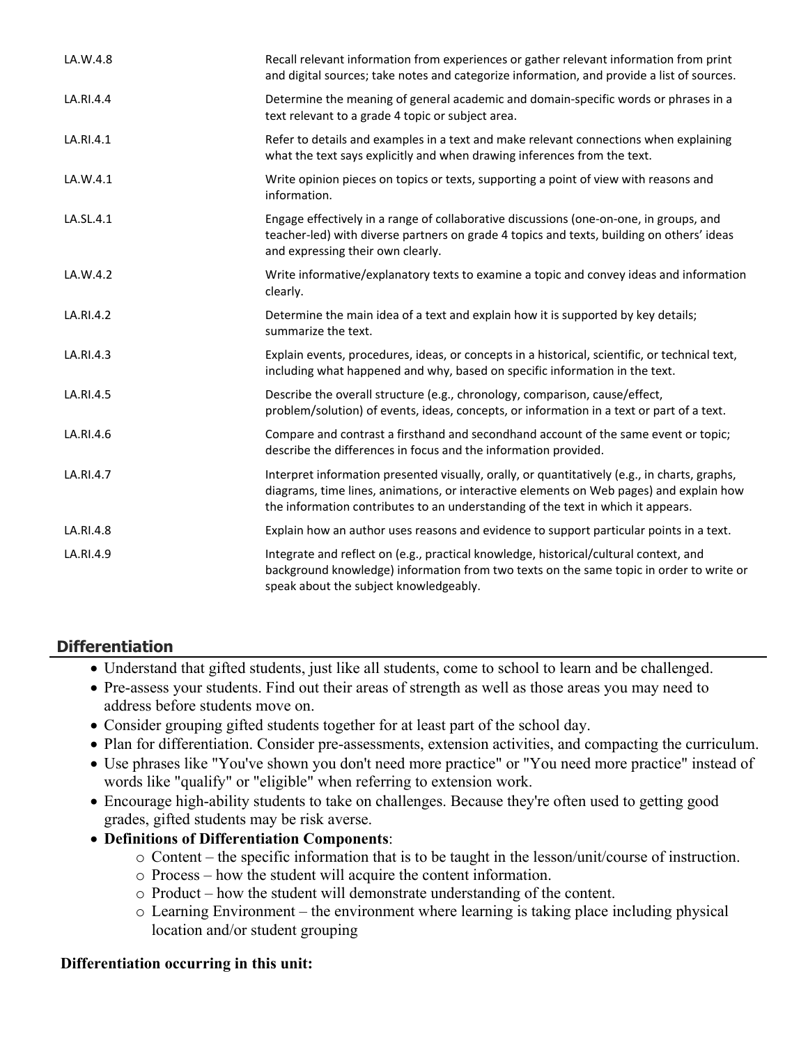| | |
|---|---|
| LA.W.4.8 | Recall relevant information from experiences or gather relevant information from print and digital sources; take notes and categorize information, and provide a list of sources. |
| LA.RI.4.4 | Determine the meaning of general academic and domain-specific words or phrases in a text relevant to a grade 4 topic or subject area. |
| LA.RI.4.1 | Refer to details and examples in a text and make relevant connections when explaining what the text says explicitly and when drawing inferences from the text. |
| LA.W.4.1 | Write opinion pieces on topics or texts, supporting a point of view with reasons and information. |
| LA.SL.4.1 | Engage effectively in a range of collaborative discussions (one-on-one, in groups, and teacher-led) with diverse partners on grade 4 topics and texts, building on others' ideas and expressing their own clearly. |
| LA.W.4.2 | Write informative/explanatory texts to examine a topic and convey ideas and information clearly. |
| LA.RI.4.2 | Determine the main idea of a text and explain how it is supported by key details; summarize the text. |
| LA.RI.4.3 | Explain events, procedures, ideas, or concepts in a historical, scientific, or technical text, including what happened and why, based on specific information in the text. |
| LA.RI.4.5 | Describe the overall structure (e.g., chronology, comparison, cause/effect, problem/solution) of events, ideas, concepts, or information in a text or part of a text. |
| LA.RI.4.6 | Compare and contrast a firsthand and secondhand account of the same event or topic; describe the differences in focus and the information provided. |
| LA.RI.4.7 | Interpret information presented visually, orally, or quantitatively (e.g., in charts, graphs, diagrams, time lines, animations, or interactive elements on Web pages) and explain how the information contributes to an understanding of the text in which it appears. |
| LA.RI.4.8 | Explain how an author uses reasons and evidence to support particular points in a text. |
| LA.RI.4.9 | Integrate and reflect on (e.g., practical knowledge, historical/cultural context, and background knowledge) information from two texts on the same topic in order to write or speak about the subject knowledgeably. |

## Differentiation

- Understand that gifted students, just like all students, come to school to learn and be challenged.
- Pre-assess your students. Find out their areas of strength as well as those areas you may need to address before students move on.
- Consider grouping gifted students together for at least part of the school day.
- Plan for differentiation. Consider pre-assessments, extension activities, and compacting the curriculum.
- Use phrases like "You've shown you don't need more practice" or "You need more practice" instead of words like "qualify" or "eligible" when referring to extension work.
- Encourage high-ability students to take on challenges. Because they're often used to getting good grades, gifted students may be risk averse.
- **Definitions of Differentiation Components**:
  - Content – the specific information that is to be taught in the lesson/unit/course of instruction.
  - Process – how the student will acquire the content information.
  - Product – how the student will demonstrate understanding of the content.
  - Learning Environment – the environment where learning is taking place including physical location and/or student grouping

**Differentiation occurring in this unit:**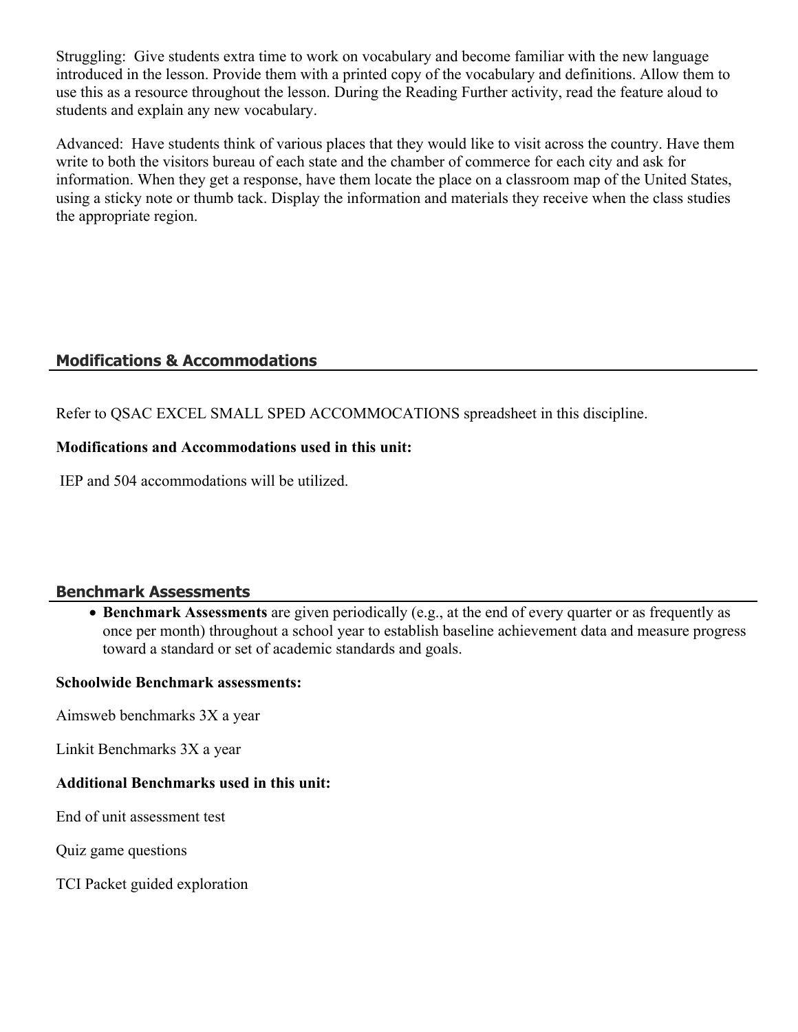Struggling:  Give students extra time to work on vocabulary and become familiar with the new language introduced in the lesson. Provide them with a printed copy of the vocabulary and definitions. Allow them to use this as a resource throughout the lesson. During the Reading Further activity, read the feature aloud to students and explain any new vocabulary.

Advanced:  Have students think of various places that they would like to visit across the country. Have them write to both the visitors bureau of each state and the chamber of commerce for each city and ask for information. When they get a response, have them locate the place on a classroom map of the United States, using a sticky note or thumb tack. Display the information and materials they receive when the class studies the appropriate region.

## Modifications & Accommodations

Refer to QSAC EXCEL SMALL SPED ACCOMMOCATIONS spreadsheet in this discipline.

**Modifications and Accommodations used in this unit:**

IEP and 504 accommodations will be utilized.

## Benchmark Assessments

- **Benchmark Assessments** are given periodically (e.g., at the end of every quarter or as frequently as once per month) throughout a school year to establish baseline achievement data and measure progress toward a standard or set of academic standards and goals.

**Schoolwide Benchmark assessments:**

Aimsweb benchmarks 3X a year

Linkit Benchmarks 3X a year

**Additional Benchmarks used in this unit:**

End of unit assessment test

Quiz game questions

TCI Packet guided exploration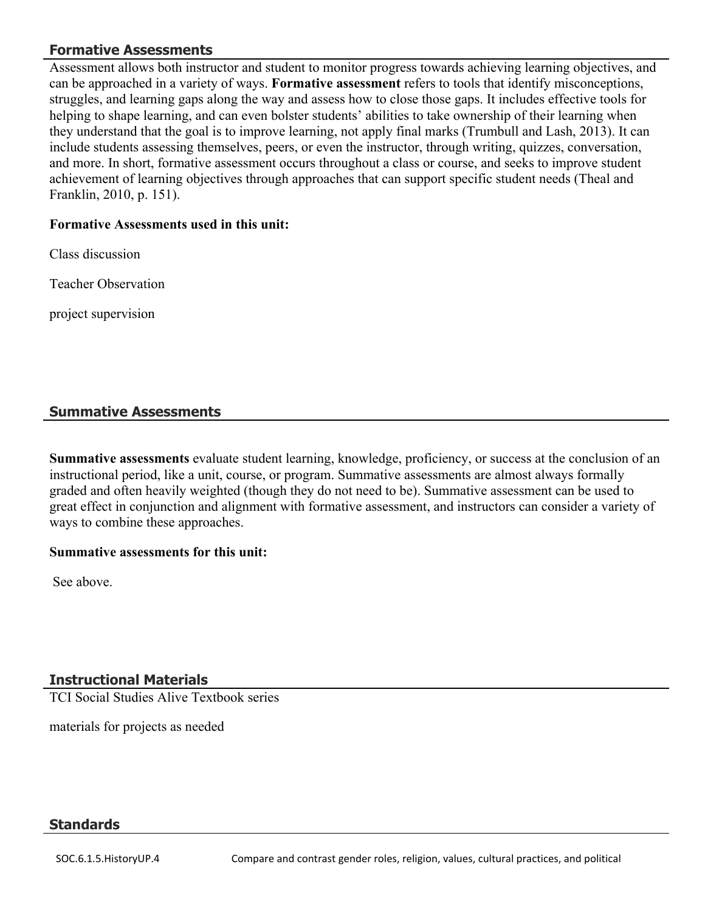## Formative Assessments

Assessment allows both instructor and student to monitor progress towards achieving learning objectives, and can be approached in a variety of ways. **Formative assessment** refers to tools that identify misconceptions, struggles, and learning gaps along the way and assess how to close those gaps. It includes effective tools for helping to shape learning, and can even bolster students' abilities to take ownership of their learning when they understand that the goal is to improve learning, not apply final marks (Trumbull and Lash, 2013). It can include students assessing themselves, peers, or even the instructor, through writing, quizzes, conversation, and more. In short, formative assessment occurs throughout a class or course, and seeks to improve student achievement of learning objectives through approaches that can support specific student needs (Theal and Franklin, 2010, p. 151).

**Formative Assessments used in this unit:**

Class discussion

Teacher Observation

project supervision

## Summative Assessments

**Summative assessments** evaluate student learning, knowledge, proficiency, or success at the conclusion of an instructional period, like a unit, course, or program. Summative assessments are almost always formally graded and often heavily weighted (though they do not need to be). Summative assessment can be used to great effect in conjunction and alignment with formative assessment, and instructors can consider a variety of ways to combine these approaches.

**Summative assessments for this unit:**

See above.

## Instructional Materials

TCI Social Studies Alive Textbook series

materials for projects as needed

## Standards

| | |
|---|---|
| SOC.6.1.5.HistoryUP.4 | Compare and contrast gender roles, religion, values, cultural practices, and political |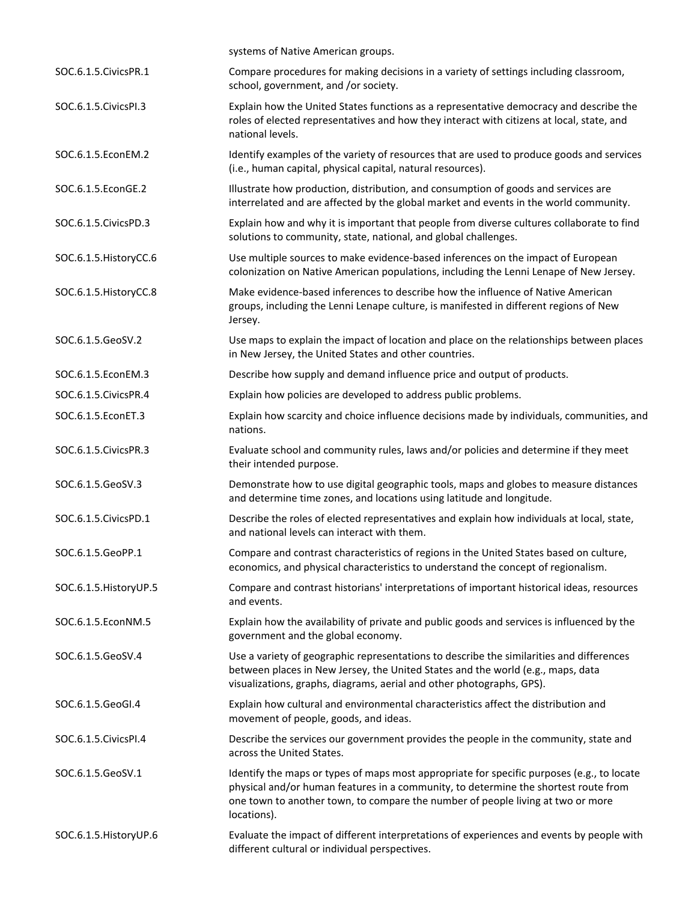| | |
|---|---|
| | systems of Native American groups. |
| SOC.6.1.5.CivicsPR.1 | Compare procedures for making decisions in a variety of settings including classroom, school, government, and /or society. |
| SOC.6.1.5.CivicsPI.3 | Explain how the United States functions as a representative democracy and describe the roles of elected representatives and how they interact with citizens at local, state, and national levels. |
| SOC.6.1.5.EconEM.2 | Identify examples of the variety of resources that are used to produce goods and services (i.e., human capital, physical capital, natural resources). |
| SOC.6.1.5.EconGE.2 | Illustrate how production, distribution, and consumption of goods and services are interrelated and are affected by the global market and events in the world community. |
| SOC.6.1.5.CivicsPD.3 | Explain how and why it is important that people from diverse cultures collaborate to find solutions to community, state, national, and global challenges. |
| SOC.6.1.5.HistoryCC.6 | Use multiple sources to make evidence-based inferences on the impact of European colonization on Native American populations, including the Lenni Lenape of New Jersey. |
| SOC.6.1.5.HistoryCC.8 | Make evidence-based inferences to describe how the influence of Native American groups, including the Lenni Lenape culture, is manifested in different regions of New Jersey. |
| SOC.6.1.5.GeoSV.2 | Use maps to explain the impact of location and place on the relationships between places in New Jersey, the United States and other countries. |
| SOC.6.1.5.EconEM.3 | Describe how supply and demand influence price and output of products. |
| SOC.6.1.5.CivicsPR.4 | Explain how policies are developed to address public problems. |
| SOC.6.1.5.EconET.3 | Explain how scarcity and choice influence decisions made by individuals, communities, and nations. |
| SOC.6.1.5.CivicsPR.3 | Evaluate school and community rules, laws and/or policies and determine if they meet their intended purpose. |
| SOC.6.1.5.GeoSV.3 | Demonstrate how to use digital geographic tools, maps and globes to measure distances and determine time zones, and locations using latitude and longitude. |
| SOC.6.1.5.CivicsPD.1 | Describe the roles of elected representatives and explain how individuals at local, state, and national levels can interact with them. |
| SOC.6.1.5.GeoPP.1 | Compare and contrast characteristics of regions in the United States based on culture, economics, and physical characteristics to understand the concept of regionalism. |
| SOC.6.1.5.HistoryUP.5 | Compare and contrast historians' interpretations of important historical ideas, resources and events. |
| SOC.6.1.5.EconNM.5 | Explain how the availability of private and public goods and services is influenced by the government and the global economy. |
| SOC.6.1.5.GeoSV.4 | Use a variety of geographic representations to describe the similarities and differences between places in New Jersey, the United States and the world (e.g., maps, data visualizations, graphs, diagrams, aerial and other photographs, GPS). |
| SOC.6.1.5.GeoGI.4 | Explain how cultural and environmental characteristics affect the distribution and movement of people, goods, and ideas. |
| SOC.6.1.5.CivicsPI.4 | Describe the services our government provides the people in the community, state and across the United States. |
| SOC.6.1.5.GeoSV.1 | Identify the maps or types of maps most appropriate for specific purposes (e.g., to locate physical and/or human features in a community, to determine the shortest route from one town to another town, to compare the number of people living at two or more locations). |
| SOC.6.1.5.HistoryUP.6 | Evaluate the impact of different interpretations of experiences and events by people with different cultural or individual perspectives. |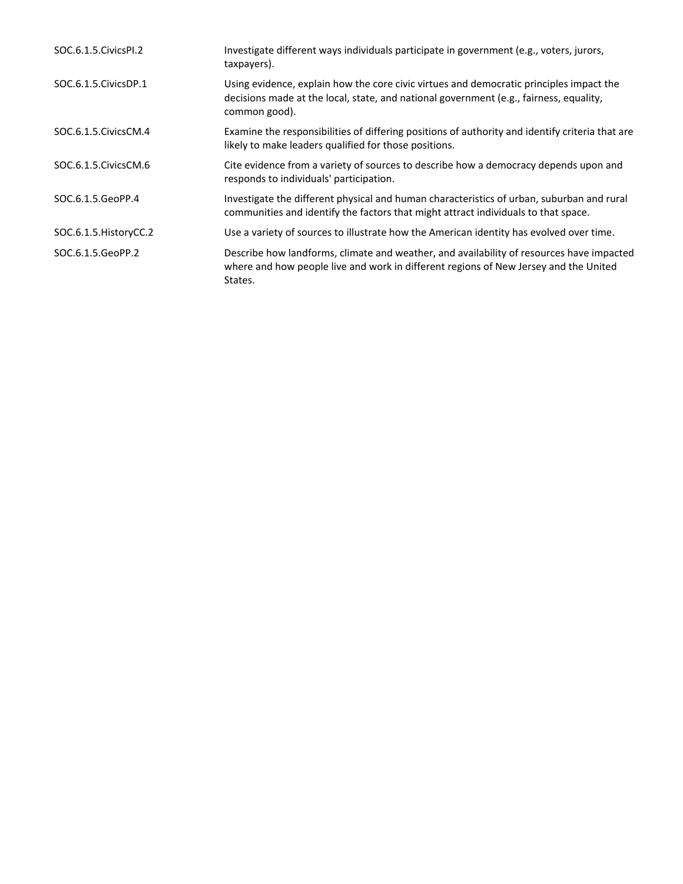| | |
|---|---|
| SOC.6.1.5.CivicsPI.2 | Investigate different ways individuals participate in government (e.g., voters, jurors, taxpayers). |
| SOC.6.1.5.CivicsDP.1 | Using evidence, explain how the core civic virtues and democratic principles impact the decisions made at the local, state, and national government (e.g., fairness, equality, common good). |
| SOC.6.1.5.CivicsCM.4 | Examine the responsibilities of differing positions of authority and identify criteria that are likely to make leaders qualified for those positions. |
| SOC.6.1.5.CivicsCM.6 | Cite evidence from a variety of sources to describe how a democracy depends upon and responds to individuals' participation. |
| SOC.6.1.5.GeoPP.4 | Investigate the different physical and human characteristics of urban, suburban and rural communities and identify the factors that might attract individuals to that space. |
| SOC.6.1.5.HistoryCC.2 | Use a variety of sources to illustrate how the American identity has evolved over time. |
| SOC.6.1.5.GeoPP.2 | Describe how landforms, climate and weather, and availability of resources have impacted where and how people live and work in different regions of New Jersey and the United States. |